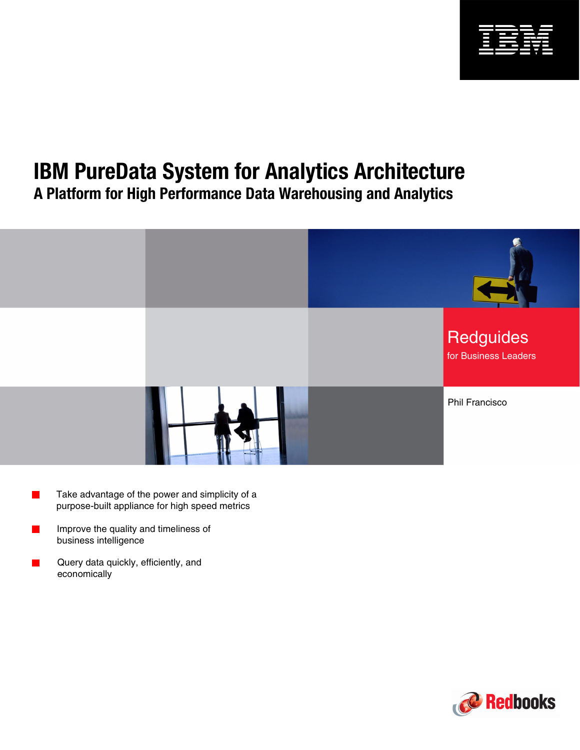# IBM PureData System for Analytics Architecture

## A Platform for High Performance Data Warehousing and Analytics

Redguides
for Business Leaders

Phil Francisco

- Take advantage of the power and simplicity of a purpose-built appliance for high speed metrics
- Improve the quality and timeliness of business intelligence
- Query data quickly, efficiently, and economically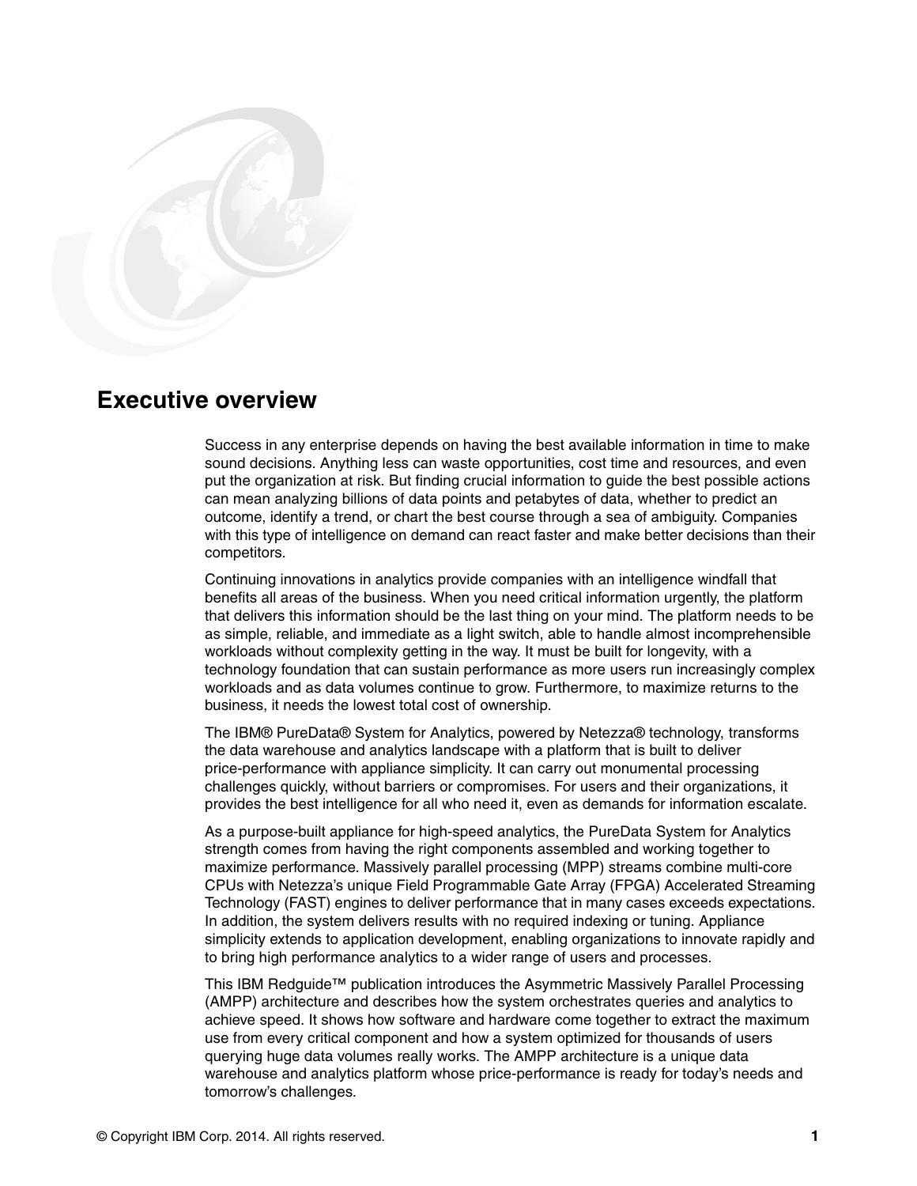# Executive overview

Success in any enterprise depends on having the best available information in time to make sound decisions. Anything less can waste opportunities, cost time and resources, and even put the organization at risk. But finding crucial information to guide the best possible actions can mean analyzing billions of data points and petabytes of data, whether to predict an outcome, identify a trend, or chart the best course through a sea of ambiguity. Companies with this type of intelligence on demand can react faster and make better decisions than their competitors.

Continuing innovations in analytics provide companies with an intelligence windfall that benefits all areas of the business. When you need critical information urgently, the platform that delivers this information should be the last thing on your mind. The platform needs to be as simple, reliable, and immediate as a light switch, able to handle almost incomprehensible workloads without complexity getting in the way. It must be built for longevity, with a technology foundation that can sustain performance as more users run increasingly complex workloads and as data volumes continue to grow. Furthermore, to maximize returns to the business, it needs the lowest total cost of ownership.

The IBM® PureData® System for Analytics, powered by Netezza® technology, transforms the data warehouse and analytics landscape with a platform that is built to deliver price-performance with appliance simplicity. It can carry out monumental processing challenges quickly, without barriers or compromises. For users and their organizations, it provides the best intelligence for all who need it, even as demands for information escalate.

As a purpose-built appliance for high-speed analytics, the PureData System for Analytics strength comes from having the right components assembled and working together to maximize performance. Massively parallel processing (MPP) streams combine multi-core CPUs with Netezza's unique Field Programmable Gate Array (FPGA) Accelerated Streaming Technology (FAST) engines to deliver performance that in many cases exceeds expectations. In addition, the system delivers results with no required indexing or tuning. Appliance simplicity extends to application development, enabling organizations to innovate rapidly and to bring high performance analytics to a wider range of users and processes.

This IBM Redguide™ publication introduces the Asymmetric Massively Parallel Processing (AMPP) architecture and describes how the system orchestrates queries and analytics to achieve speed. It shows how software and hardware come together to extract the maximum use from every critical component and how a system optimized for thousands of users querying huge data volumes really works. The AMPP architecture is a unique data warehouse and analytics platform whose price-performance is ready for today's needs and tomorrow's challenges.

© Copyright IBM Corp. 2014. All rights reserved.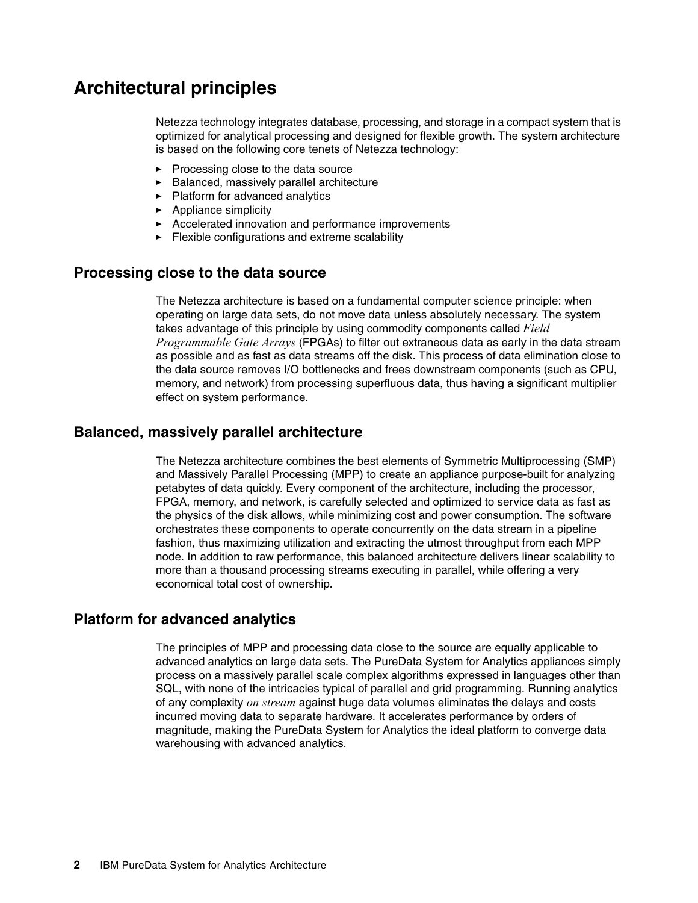## Architectural principles

Netezza technology integrates database, processing, and storage in a compact system that is optimized for analytical processing and designed for flexible growth. The system architecture is based on the following core tenets of Netezza technology:

- Processing close to the data source
- Balanced, massively parallel architecture
- Platform for advanced analytics
- Appliance simplicity
- Accelerated innovation and performance improvements
- Flexible configurations and extreme scalability

### Processing close to the data source

The Netezza architecture is based on a fundamental computer science principle: when operating on large data sets, do not move data unless absolutely necessary. The system takes advantage of this principle by using commodity components called *Field Programmable Gate Arrays* (FPGAs) to filter out extraneous data as early in the data stream as possible and as fast as data streams off the disk. This process of data elimination close to the data source removes I/O bottlenecks and frees downstream components (such as CPU, memory, and network) from processing superfluous data, thus having a significant multiplier effect on system performance.

### Balanced, massively parallel architecture

The Netezza architecture combines the best elements of Symmetric Multiprocessing (SMP) and Massively Parallel Processing (MPP) to create an appliance purpose-built for analyzing petabytes of data quickly. Every component of the architecture, including the processor, FPGA, memory, and network, is carefully selected and optimized to service data as fast as the physics of the disk allows, while minimizing cost and power consumption. The software orchestrates these components to operate concurrently on the data stream in a pipeline fashion, thus maximizing utilization and extracting the utmost throughput from each MPP node. In addition to raw performance, this balanced architecture delivers linear scalability to more than a thousand processing streams executing in parallel, while offering a very economical total cost of ownership.

### Platform for advanced analytics

The principles of MPP and processing data close to the source are equally applicable to advanced analytics on large data sets. The PureData System for Analytics appliances simply process on a massively parallel scale complex algorithms expressed in languages other than SQL, with none of the intricacies typical of parallel and grid programming. Running analytics of any complexity *on stream* against huge data volumes eliminates the delays and costs incurred moving data to separate hardware. It accelerates performance by orders of magnitude, making the PureData System for Analytics the ideal platform to converge data warehousing with advanced analytics.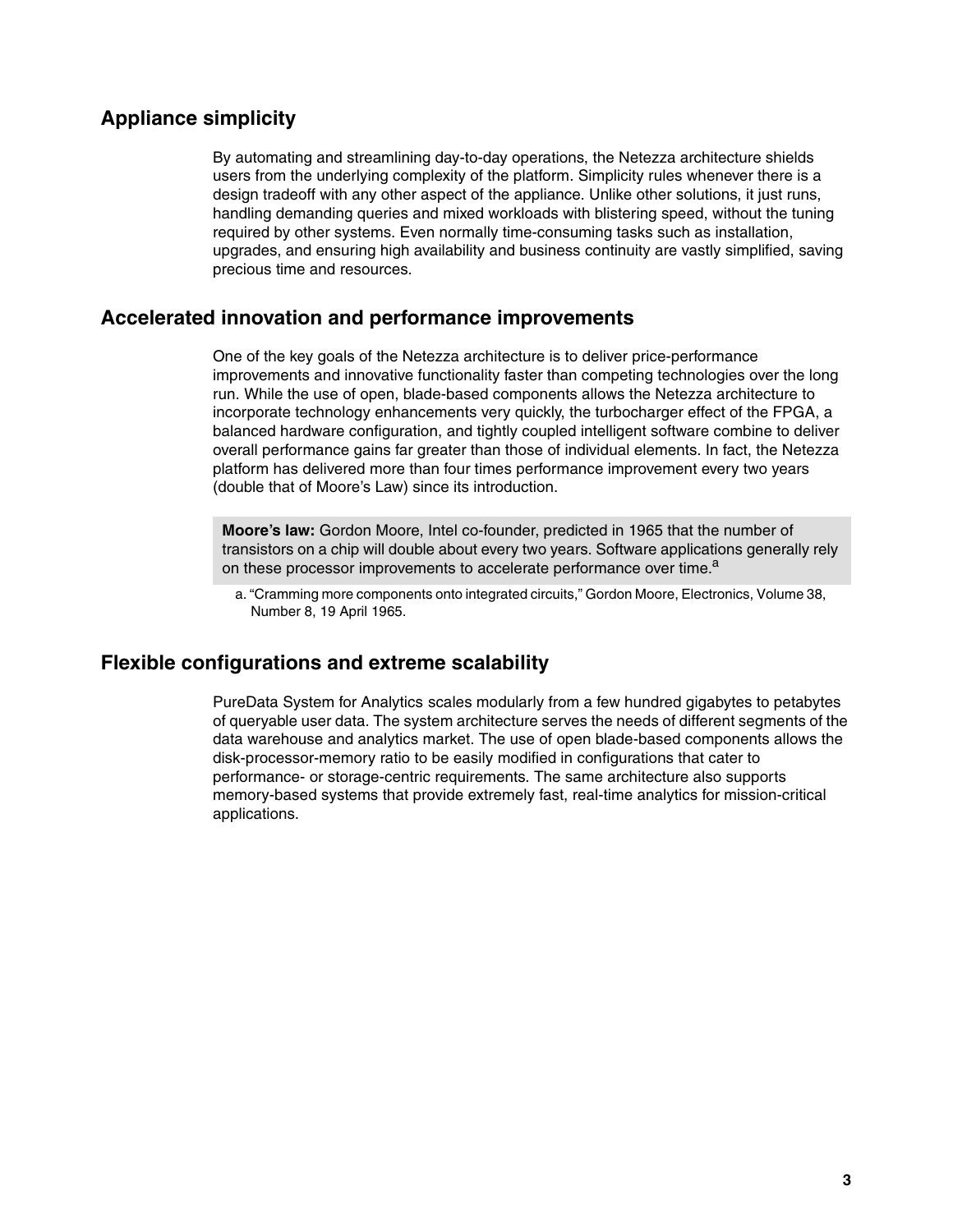## Appliance simplicity

By automating and streamlining day-to-day operations, the Netezza architecture shields users from the underlying complexity of the platform. Simplicity rules whenever there is a design tradeoff with any other aspect of the appliance. Unlike other solutions, it just runs, handling demanding queries and mixed workloads with blistering speed, without the tuning required by other systems. Even normally time-consuming tasks such as installation, upgrades, and ensuring high availability and business continuity are vastly simplified, saving precious time and resources.

## Accelerated innovation and performance improvements

One of the key goals of the Netezza architecture is to deliver price-performance improvements and innovative functionality faster than competing technologies over the long run. While the use of open, blade-based components allows the Netezza architecture to incorporate technology enhancements very quickly, the turbocharger effect of the FPGA, a balanced hardware configuration, and tightly coupled intelligent software combine to deliver overall performance gains far greater than those of individual elements. In fact, the Netezza platform has delivered more than four times performance improvement every two years (double that of Moore's Law) since its introduction.

> **Moore's law:** Gordon Moore, Intel co-founder, predicted in 1965 that the number of transistors on a chip will double about every two years. Software applications generally rely on these processor improvements to accelerate performance over time.[a]

a. "Cramming more components onto integrated circuits," Gordon Moore, Electronics, Volume 38, Number 8, 19 April 1965.

## Flexible configurations and extreme scalability

PureData System for Analytics scales modularly from a few hundred gigabytes to petabytes of queryable user data. The system architecture serves the needs of different segments of the data warehouse and analytics market. The use of open blade-based components allows the disk-processor-memory ratio to be easily modified in configurations that cater to performance- or storage-centric requirements. The same architecture also supports memory-based systems that provide extremely fast, real-time analytics for mission-critical applications.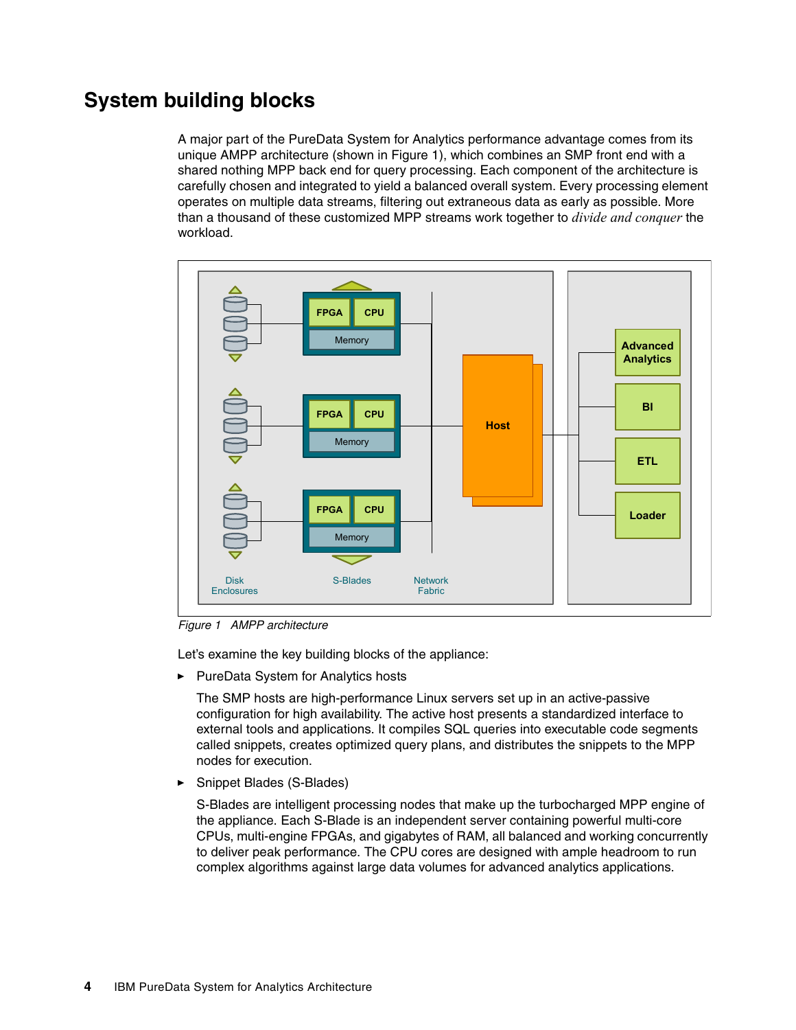## System building blocks

A major part of the PureData System for Analytics performance advantage comes from its unique AMPP architecture (shown in Figure 1), which combines an SMP front end with a shared nothing MPP back end for query processing. Each component of the architecture is carefully chosen and integrated to yield a balanced overall system. Every processing element operates on multiple data streams, filtering out extraneous data as early as possible. More than a thousand of these customized MPP streams work together to *divide and conquer* the workload.

*Figure 1 AMPP architecture*

Let's examine the key building blocks of the appliance:

- PureData System for Analytics hosts

  The SMP hosts are high-performance Linux servers set up in an active-passive configuration for high availability. The active host presents a standardized interface to external tools and applications. It compiles SQL queries into executable code segments called snippets, creates optimized query plans, and distributes the snippets to the MPP nodes for execution.

- Snippet Blades (S-Blades)

  S-Blades are intelligent processing nodes that make up the turbocharged MPP engine of the appliance. Each S-Blade is an independent server containing powerful multi-core CPUs, multi-engine FPGAs, and gigabytes of RAM, all balanced and working concurrently to deliver peak performance. The CPU cores are designed with ample headroom to run complex algorithms against large data volumes for advanced analytics applications.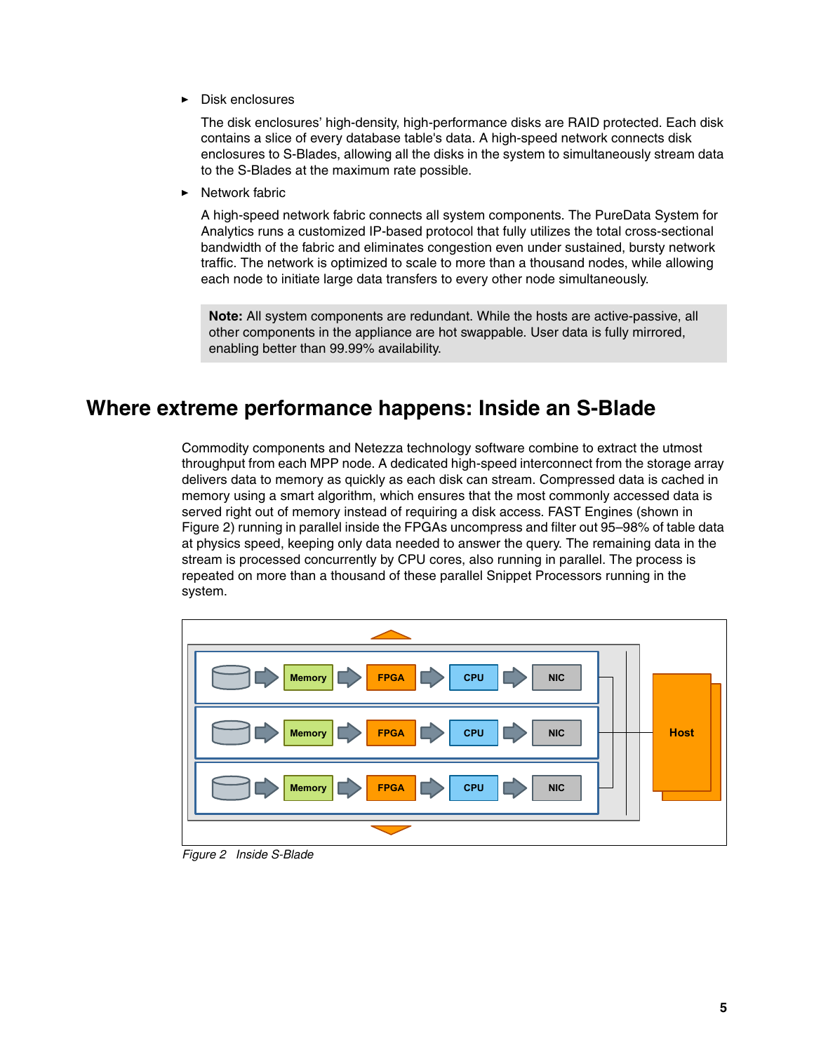- Disk enclosures

  The disk enclosures' high-density, high-performance disks are RAID protected. Each disk contains a slice of every database table's data. A high-speed network connects disk enclosures to S-Blades, allowing all the disks in the system to simultaneously stream data to the S-Blades at the maximum rate possible.

- Network fabric

  A high-speed network fabric connects all system components. The PureData System for Analytics runs a customized IP-based protocol that fully utilizes the total cross-sectional bandwidth of the fabric and eliminates congestion even under sustained, bursty network traffic. The network is optimized to scale to more than a thousand nodes, while allowing each node to initiate large data transfers to every other node simultaneously.

> **Note:** All system components are redundant. While the hosts are active-passive, all other components in the appliance are hot swappable. User data is fully mirrored, enabling better than 99.99% availability.

## Where extreme performance happens: Inside an S-Blade

Commodity components and Netezza technology software combine to extract the utmost throughput from each MPP node. A dedicated high-speed interconnect from the storage array delivers data to memory as quickly as each disk can stream. Compressed data is cached in memory using a smart algorithm, which ensures that the most commonly accessed data is served right out of memory instead of requiring a disk access. FAST Engines (shown in Figure 2) running in parallel inside the FPGAs uncompress and filter out 95–98% of table data at physics speed, keeping only data needed to answer the query. The remaining data in the stream is processed concurrently by CPU cores, also running in parallel. The process is repeated on more than a thousand of these parallel Snippet Processors running in the system.

*Figure 2 Inside S-Blade*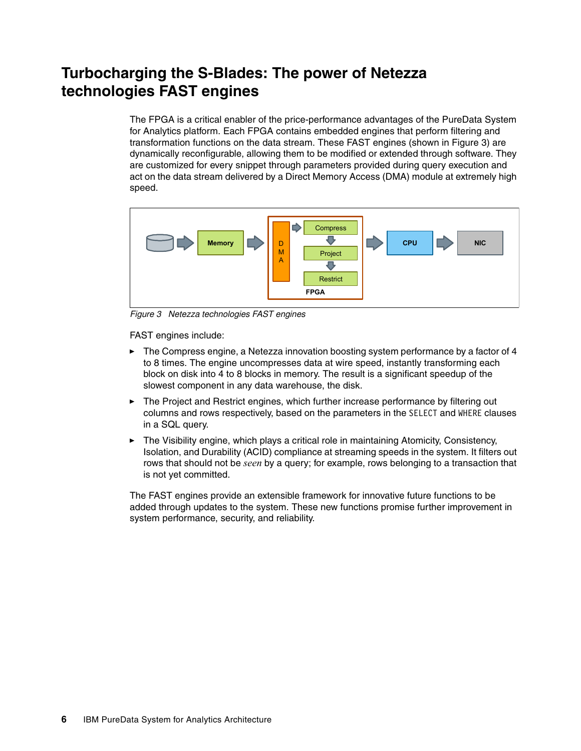# Turbocharging the S-Blades: The power of Netezza technologies FAST engines

The FPGA is a critical enabler of the price-performance advantages of the PureData System for Analytics platform. Each FPGA contains embedded engines that perform filtering and transformation functions on the data stream. These FAST engines (shown in Figure 3) are dynamically reconfigurable, allowing them to be modified or extended through software. They are customized for every snippet through parameters provided during query execution and act on the data stream delivered by a Direct Memory Access (DMA) module at extremely high speed.

*Figure 3 Netezza technologies FAST engines*

FAST engines include:

- The Compress engine, a Netezza innovation boosting system performance by a factor of 4 to 8 times. The engine uncompresses data at wire speed, instantly transforming each block on disk into 4 to 8 blocks in memory. The result is a significant speedup of the slowest component in any data warehouse, the disk.
- The Project and Restrict engines, which further increase performance by filtering out columns and rows respectively, based on the parameters in the `SELECT` and `WHERE` clauses in a SQL query.
- The Visibility engine, which plays a critical role in maintaining Atomicity, Consistency, Isolation, and Durability (ACID) compliance at streaming speeds in the system. It filters out rows that should not be *seen* by a query; for example, rows belonging to a transaction that is not yet committed.

The FAST engines provide an extensible framework for innovative future functions to be added through updates to the system. These new functions promise further improvement in system performance, security, and reliability.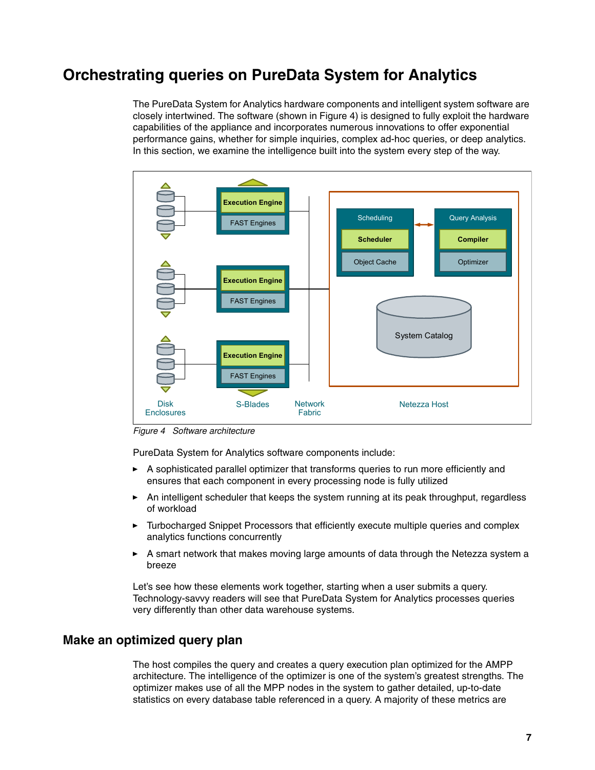## Orchestrating queries on PureData System for Analytics

The PureData System for Analytics hardware components and intelligent system software are closely intertwined. The software (shown in Figure 4) is designed to fully exploit the hardware capabilities of the appliance and incorporates numerous innovations to offer exponential performance gains, whether for simple inquiries, complex ad-hoc queries, or deep analytics. In this section, we examine the intelligence built into the system every step of the way.

*Figure 4 Software architecture*

PureData System for Analytics software components include:

- A sophisticated parallel optimizer that transforms queries to run more efficiently and ensures that each component in every processing node is fully utilized
- An intelligent scheduler that keeps the system running at its peak throughput, regardless of workload
- Turbocharged Snippet Processors that efficiently execute multiple queries and complex analytics functions concurrently
- A smart network that makes moving large amounts of data through the Netezza system a breeze

Let's see how these elements work together, starting when a user submits a query. Technology-savvy readers will see that PureData System for Analytics processes queries very differently than other data warehouse systems.

### Make an optimized query plan

The host compiles the query and creates a query execution plan optimized for the AMPP architecture. The intelligence of the optimizer is one of the system's greatest strengths. The optimizer makes use of all the MPP nodes in the system to gather detailed, up-to-date statistics on every database table referenced in a query. A majority of these metrics are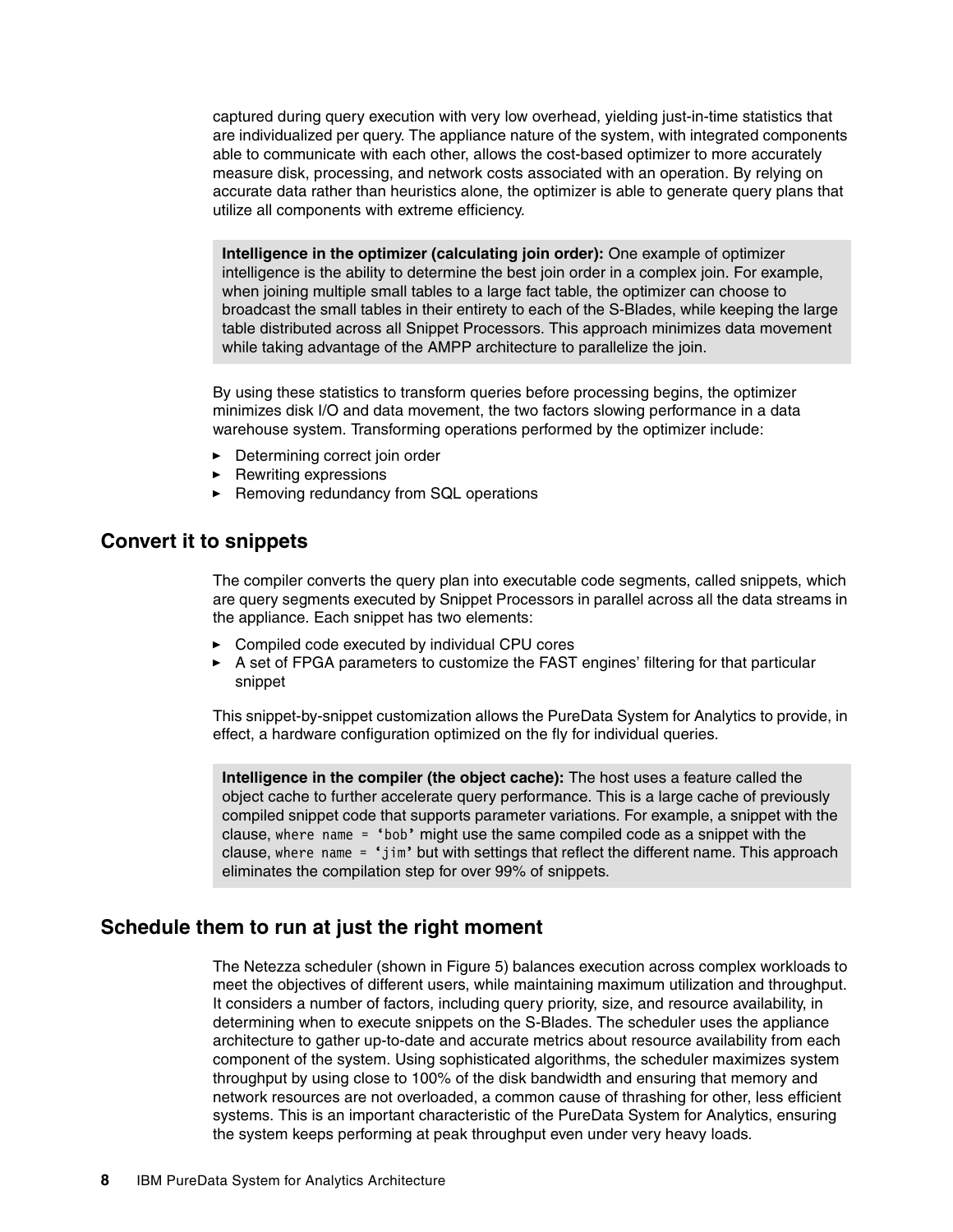captured during query execution with very low overhead, yielding just-in-time statistics that are individualized per query. The appliance nature of the system, with integrated components able to communicate with each other, allows the cost-based optimizer to more accurately measure disk, processing, and network costs associated with an operation. By relying on accurate data rather than heuristics alone, the optimizer is able to generate query plans that utilize all components with extreme efficiency.

> **Intelligence in the optimizer (calculating join order):** One example of optimizer intelligence is the ability to determine the best join order in a complex join. For example, when joining multiple small tables to a large fact table, the optimizer can choose to broadcast the small tables in their entirety to each of the S-Blades, while keeping the large table distributed across all Snippet Processors. This approach minimizes data movement while taking advantage of the AMPP architecture to parallelize the join.

By using these statistics to transform queries before processing begins, the optimizer minimizes disk I/O and data movement, the two factors slowing performance in a data warehouse system. Transforming operations performed by the optimizer include:

- Determining correct join order
- Rewriting expressions
- Removing redundancy from SQL operations

## Convert it to snippets

The compiler converts the query plan into executable code segments, called snippets, which are query segments executed by Snippet Processors in parallel across all the data streams in the appliance. Each snippet has two elements:

- Compiled code executed by individual CPU cores
- A set of FPGA parameters to customize the FAST engines' filtering for that particular snippet

This snippet-by-snippet customization allows the PureData System for Analytics to provide, in effect, a hardware configuration optimized on the fly for individual queries.

> **Intelligence in the compiler (the object cache):** The host uses a feature called the object cache to further accelerate query performance. This is a large cache of previously compiled snippet code that supports parameter variations. For example, a snippet with the clause, `where name = 'bob'` might use the same compiled code as a snippet with the clause, `where name = 'jim'` but with settings that reflect the different name. This approach eliminates the compilation step for over 99% of snippets.

## Schedule them to run at just the right moment

The Netezza scheduler (shown in Figure 5) balances execution across complex workloads to meet the objectives of different users, while maintaining maximum utilization and throughput. It considers a number of factors, including query priority, size, and resource availability, in determining when to execute snippets on the S-Blades. The scheduler uses the appliance architecture to gather up-to-date and accurate metrics about resource availability from each component of the system. Using sophisticated algorithms, the scheduler maximizes system throughput by using close to 100% of the disk bandwidth and ensuring that memory and network resources are not overloaded, a common cause of thrashing for other, less efficient systems. This is an important characteristic of the PureData System for Analytics, ensuring the system keeps performing at peak throughput even under very heavy loads.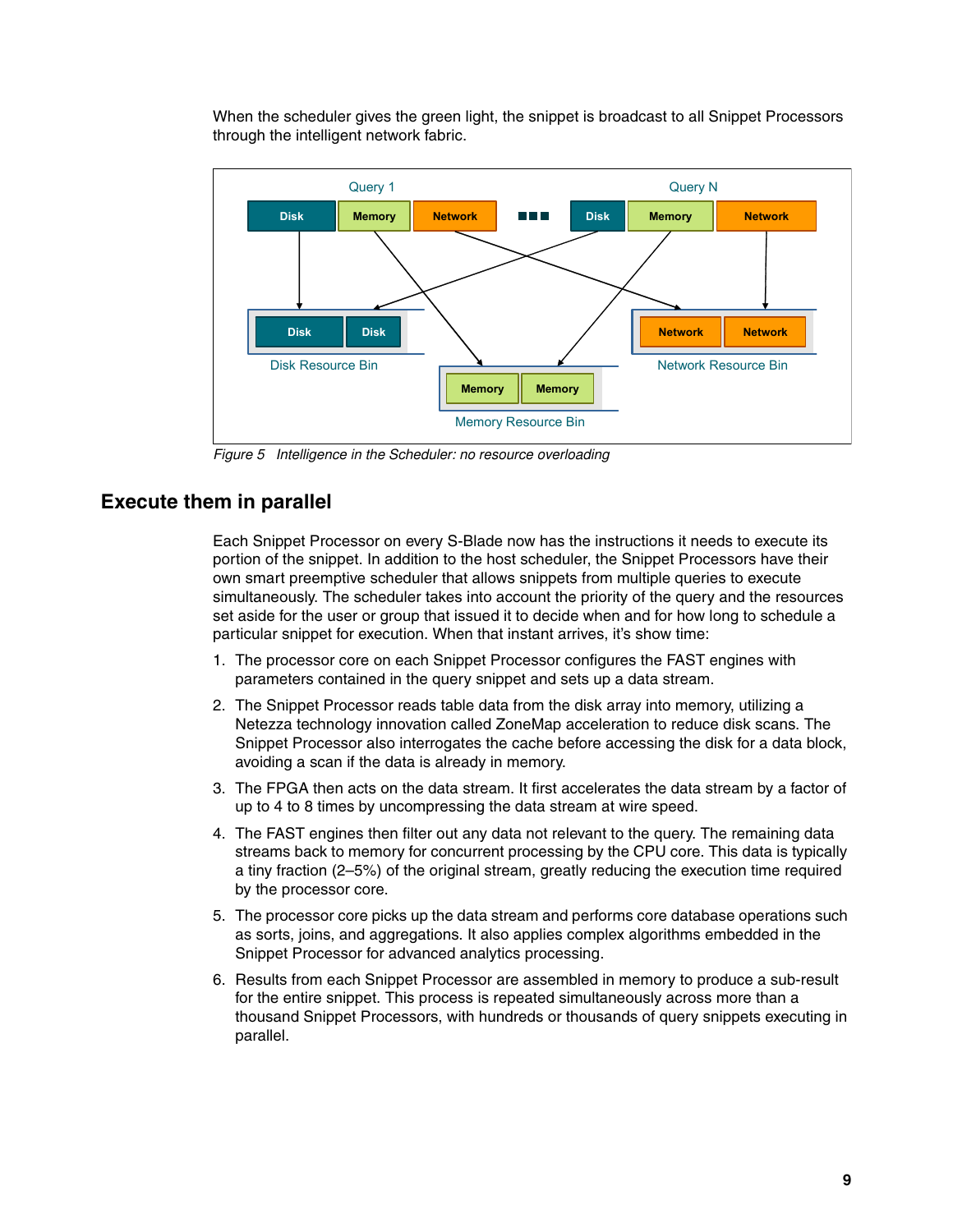When the scheduler gives the green light, the snippet is broadcast to all Snippet Processors through the intelligent network fabric.

*Figure 5 Intelligence in the Scheduler: no resource overloading*

## Execute them in parallel

Each Snippet Processor on every S-Blade now has the instructions it needs to execute its portion of the snippet. In addition to the host scheduler, the Snippet Processors have their own smart preemptive scheduler that allows snippets from multiple queries to execute simultaneously. The scheduler takes into account the priority of the query and the resources set aside for the user or group that issued it to decide when and for how long to schedule a particular snippet for execution. When that instant arrives, it's show time:

1. The processor core on each Snippet Processor configures the FAST engines with parameters contained in the query snippet and sets up a data stream.
2. The Snippet Processor reads table data from the disk array into memory, utilizing a Netezza technology innovation called ZoneMap acceleration to reduce disk scans. The Snippet Processor also interrogates the cache before accessing the disk for a data block, avoiding a scan if the data is already in memory.
3. The FPGA then acts on the data stream. It first accelerates the data stream by a factor of up to 4 to 8 times by uncompressing the data stream at wire speed.
4. The FAST engines then filter out any data not relevant to the query. The remaining data streams back to memory for concurrent processing by the CPU core. This data is typically a tiny fraction (2–5%) of the original stream, greatly reducing the execution time required by the processor core.
5. The processor core picks up the data stream and performs core database operations such as sorts, joins, and aggregations. It also applies complex algorithms embedded in the Snippet Processor for advanced analytics processing.
6. Results from each Snippet Processor are assembled in memory to produce a sub-result for the entire snippet. This process is repeated simultaneously across more than a thousand Snippet Processors, with hundreds or thousands of query snippets executing in parallel.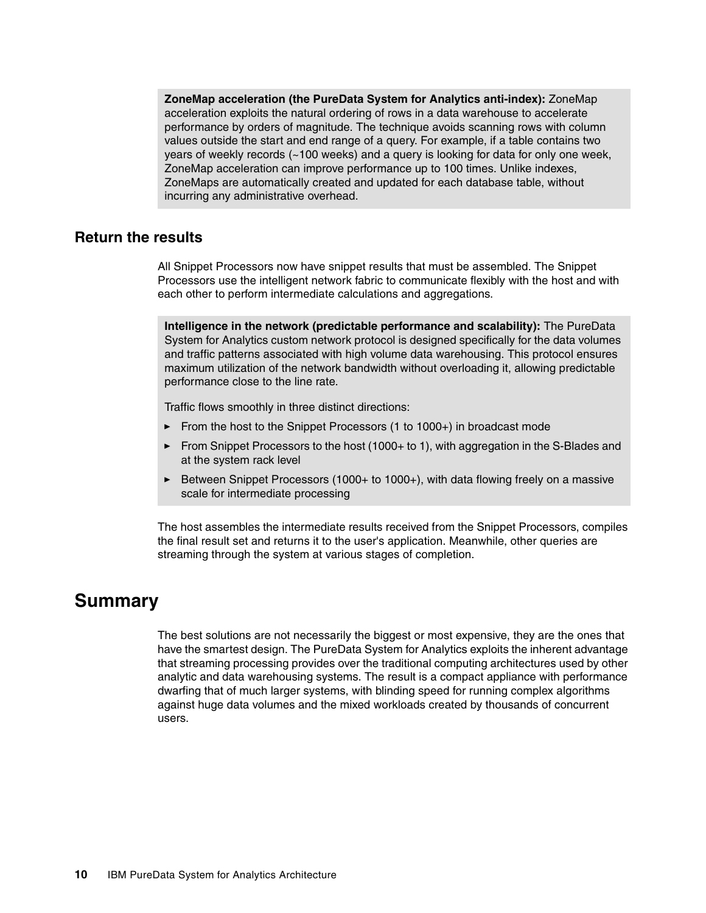**ZoneMap acceleration (the PureData System for Analytics anti-index):** ZoneMap acceleration exploits the natural ordering of rows in a data warehouse to accelerate performance by orders of magnitude. The technique avoids scanning rows with column values outside the start and end range of a query. For example, if a table contains two years of weekly records (~100 weeks) and a query is looking for data for only one week, ZoneMap acceleration can improve performance up to 100 times. Unlike indexes, ZoneMaps are automatically created and updated for each database table, without incurring any administrative overhead.

## Return the results

All Snippet Processors now have snippet results that must be assembled. The Snippet Processors use the intelligent network fabric to communicate flexibly with the host and with each other to perform intermediate calculations and aggregations.

**Intelligence in the network (predictable performance and scalability):** The PureData System for Analytics custom network protocol is designed specifically for the data volumes and traffic patterns associated with high volume data warehousing. This protocol ensures maximum utilization of the network bandwidth without overloading it, allowing predictable performance close to the line rate.

Traffic flows smoothly in three distinct directions:

- From the host to the Snippet Processors (1 to 1000+) in broadcast mode
- From Snippet Processors to the host (1000+ to 1), with aggregation in the S-Blades and at the system rack level
- Between Snippet Processors (1000+ to 1000+), with data flowing freely on a massive scale for intermediate processing

The host assembles the intermediate results received from the Snippet Processors, compiles the final result set and returns it to the user's application. Meanwhile, other queries are streaming through the system at various stages of completion.

# Summary

The best solutions are not necessarily the biggest or most expensive, they are the ones that have the smartest design. The PureData System for Analytics exploits the inherent advantage that streaming processing provides over the traditional computing architectures used by other analytic and data warehousing systems. The result is a compact appliance with performance dwarfing that of much larger systems, with blinding speed for running complex algorithms against huge data volumes and the mixed workloads created by thousands of concurrent users.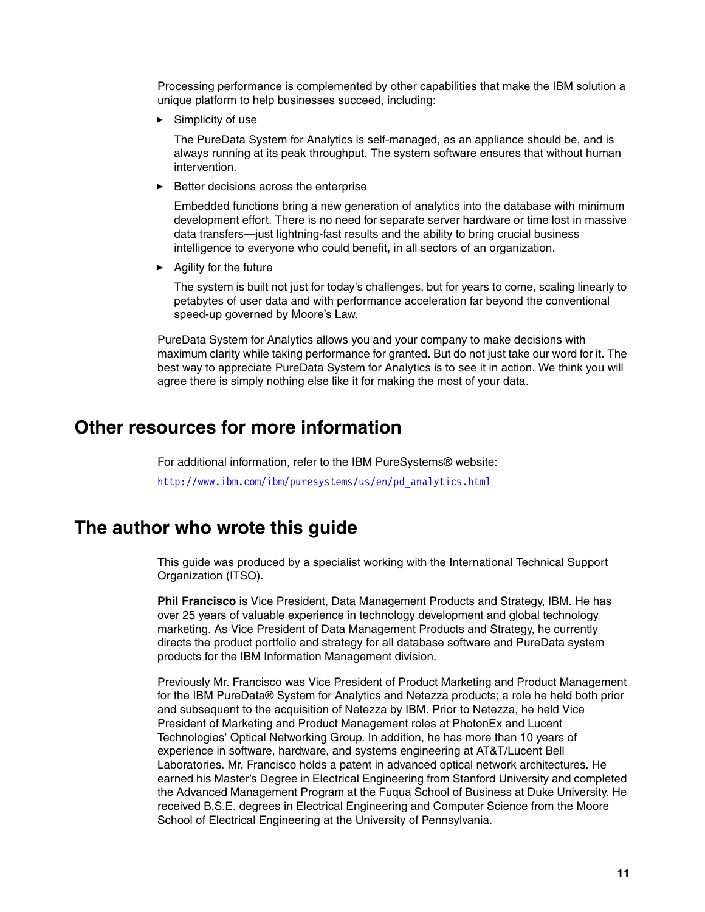Processing performance is complemented by other capabilities that make the IBM solution a unique platform to help businesses succeed, including:

- Simplicity of use

  The PureData System for Analytics is self-managed, as an appliance should be, and is always running at its peak throughput. The system software ensures that without human intervention.

- Better decisions across the enterprise

  Embedded functions bring a new generation of analytics into the database with minimum development effort. There is no need for separate server hardware or time lost in massive data transfers—just lightning-fast results and the ability to bring crucial business intelligence to everyone who could benefit, in all sectors of an organization.

- Agility for the future

  The system is built not just for today's challenges, but for years to come, scaling linearly to petabytes of user data and with performance acceleration far beyond the conventional speed-up governed by Moore's Law.

PureData System for Analytics allows you and your company to make decisions with maximum clarity while taking performance for granted. But do not just take our word for it. The best way to appreciate PureData System for Analytics is to see it in action. We think you will agree there is simply nothing else like it for making the most of your data.

## Other resources for more information

For additional information, refer to the IBM PureSystems® website:

http://www.ibm.com/ibm/puresystems/us/en/pd_analytics.html

## The author who wrote this guide

This guide was produced by a specialist working with the International Technical Support Organization (ITSO).

**Phil Francisco** is Vice President, Data Management Products and Strategy, IBM. He has over 25 years of valuable experience in technology development and global technology marketing. As Vice President of Data Management Products and Strategy, he currently directs the product portfolio and strategy for all database software and PureData system products for the IBM Information Management division.

Previously Mr. Francisco was Vice President of Product Marketing and Product Management for the IBM PureData® System for Analytics and Netezza products; a role he held both prior and subsequent to the acquisition of Netezza by IBM. Prior to Netezza, he held Vice President of Marketing and Product Management roles at PhotonEx and Lucent Technologies' Optical Networking Group. In addition, he has more than 10 years of experience in software, hardware, and systems engineering at AT&T/Lucent Bell Laboratories. Mr. Francisco holds a patent in advanced optical network architectures. He earned his Master's Degree in Electrical Engineering from Stanford University and completed the Advanced Management Program at the Fuqua School of Business at Duke University. He received B.S.E. degrees in Electrical Engineering and Computer Science from the Moore School of Electrical Engineering at the University of Pennsylvania.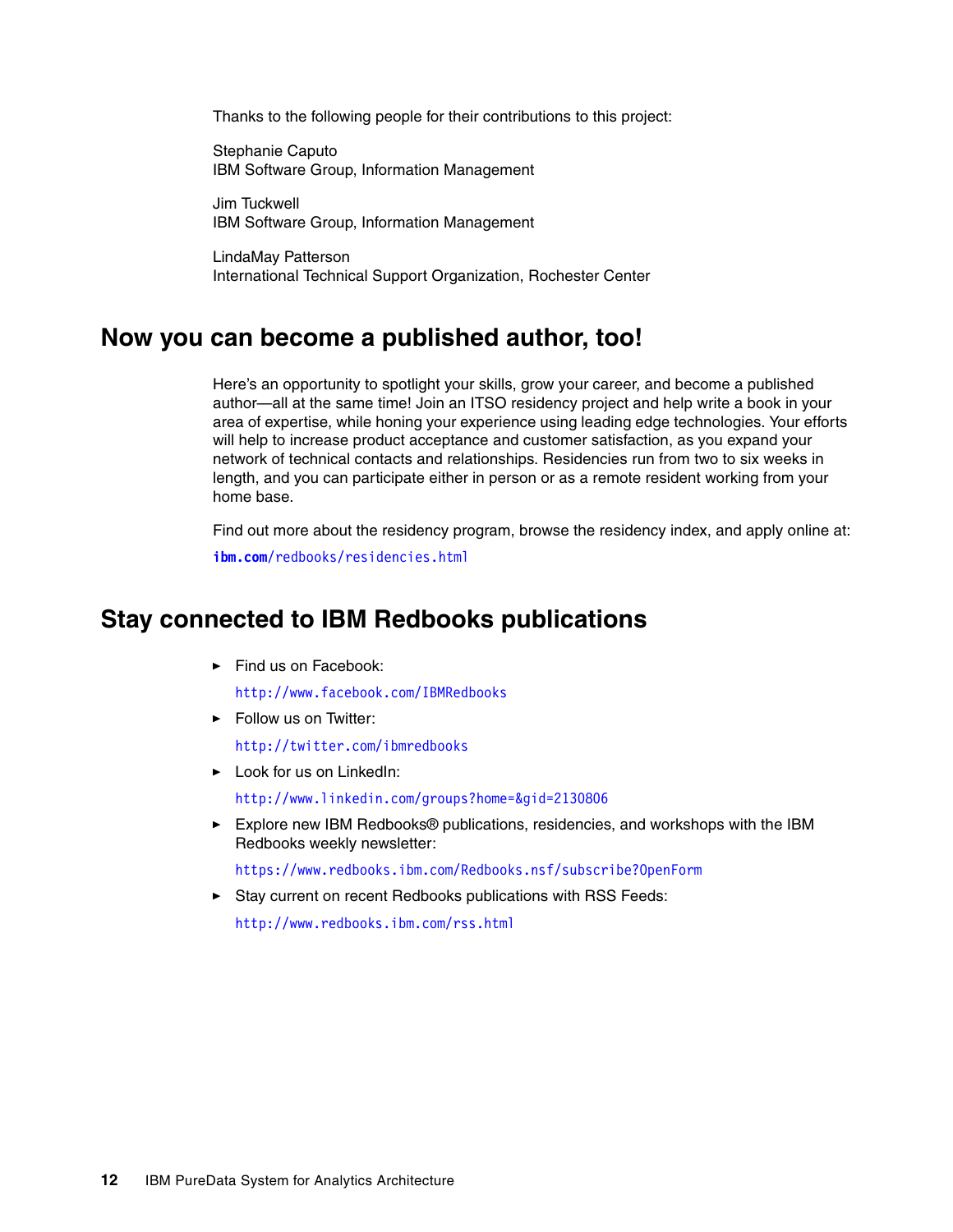Thanks to the following people for their contributions to this project:

Stephanie Caputo
IBM Software Group, Information Management

Jim Tuckwell
IBM Software Group, Information Management

LindaMay Patterson
International Technical Support Organization, Rochester Center

## Now you can become a published author, too!

Here's an opportunity to spotlight your skills, grow your career, and become a published author—all at the same time! Join an ITSO residency project and help write a book in your area of expertise, while honing your experience using leading edge technologies. Your efforts will help to increase product acceptance and customer satisfaction, as you expand your network of technical contacts and relationships. Residencies run from two to six weeks in length, and you can participate either in person or as a remote resident working from your home base.

Find out more about the residency program, browse the residency index, and apply online at:

**ibm.com**/redbooks/residencies.html

## Stay connected to IBM Redbooks publications

- Find us on Facebook:

  http://www.facebook.com/IBMRedbooks

- Follow us on Twitter:

  http://twitter.com/ibmredbooks

- Look for us on LinkedIn:

  http://www.linkedin.com/groups?home=&gid=2130806

- Explore new IBM Redbooks® publications, residencies, and workshops with the IBM Redbooks weekly newsletter:

  https://www.redbooks.ibm.com/Redbooks.nsf/subscribe?OpenForm

- Stay current on recent Redbooks publications with RSS Feeds:

  http://www.redbooks.ibm.com/rss.html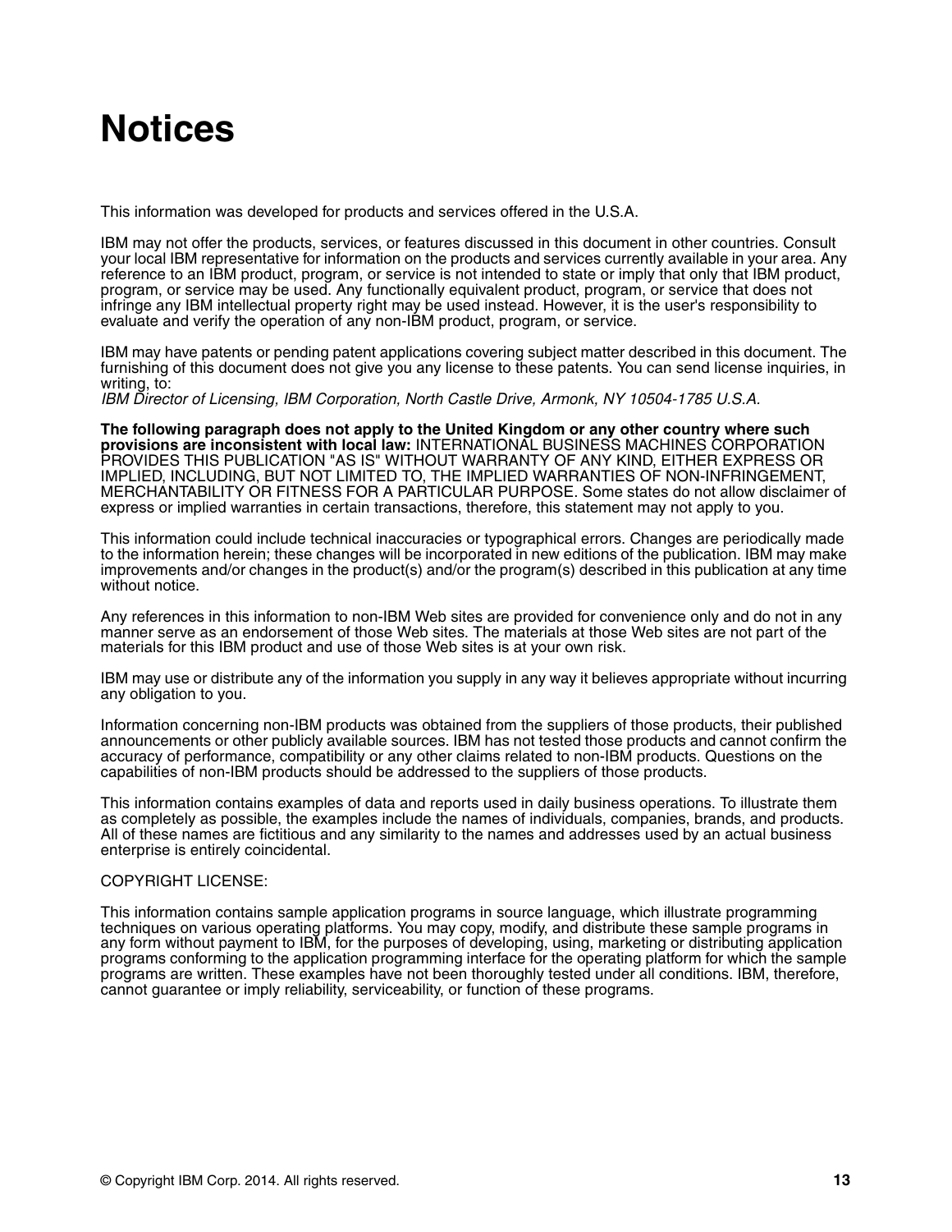# Notices

This information was developed for products and services offered in the U.S.A.

IBM may not offer the products, services, or features discussed in this document in other countries. Consult your local IBM representative for information on the products and services currently available in your area. Any reference to an IBM product, program, or service is not intended to state or imply that only that IBM product, program, or service may be used. Any functionally equivalent product, program, or service that does not infringe any IBM intellectual property right may be used instead. However, it is the user's responsibility to evaluate and verify the operation of any non-IBM product, program, or service.

IBM may have patents or pending patent applications covering subject matter described in this document. The furnishing of this document does not give you any license to these patents. You can send license inquiries, in writing, to:
*IBM Director of Licensing, IBM Corporation, North Castle Drive, Armonk, NY 10504-1785 U.S.A.*

**The following paragraph does not apply to the United Kingdom or any other country where such provisions are inconsistent with local law:** INTERNATIONAL BUSINESS MACHINES CORPORATION PROVIDES THIS PUBLICATION "AS IS" WITHOUT WARRANTY OF ANY KIND, EITHER EXPRESS OR IMPLIED, INCLUDING, BUT NOT LIMITED TO, THE IMPLIED WARRANTIES OF NON-INFRINGEMENT, MERCHANTABILITY OR FITNESS FOR A PARTICULAR PURPOSE. Some states do not allow disclaimer of express or implied warranties in certain transactions, therefore, this statement may not apply to you.

This information could include technical inaccuracies or typographical errors. Changes are periodically made to the information herein; these changes will be incorporated in new editions of the publication. IBM may make improvements and/or changes in the product(s) and/or the program(s) described in this publication at any time without notice.

Any references in this information to non-IBM Web sites are provided for convenience only and do not in any manner serve as an endorsement of those Web sites. The materials at those Web sites are not part of the materials for this IBM product and use of those Web sites is at your own risk.

IBM may use or distribute any of the information you supply in any way it believes appropriate without incurring any obligation to you.

Information concerning non-IBM products was obtained from the suppliers of those products, their published announcements or other publicly available sources. IBM has not tested those products and cannot confirm the accuracy of performance, compatibility or any other claims related to non-IBM products. Questions on the capabilities of non-IBM products should be addressed to the suppliers of those products.

This information contains examples of data and reports used in daily business operations. To illustrate them as completely as possible, the examples include the names of individuals, companies, brands, and products. All of these names are fictitious and any similarity to the names and addresses used by an actual business enterprise is entirely coincidental.

COPYRIGHT LICENSE:

This information contains sample application programs in source language, which illustrate programming techniques on various operating platforms. You may copy, modify, and distribute these sample programs in any form without payment to IBM, for the purposes of developing, using, marketing or distributing application programs conforming to the application programming interface for the operating platform for which the sample programs are written. These examples have not been thoroughly tested under all conditions. IBM, therefore, cannot guarantee or imply reliability, serviceability, or function of these programs.

© Copyright IBM Corp. 2014. All rights reserved.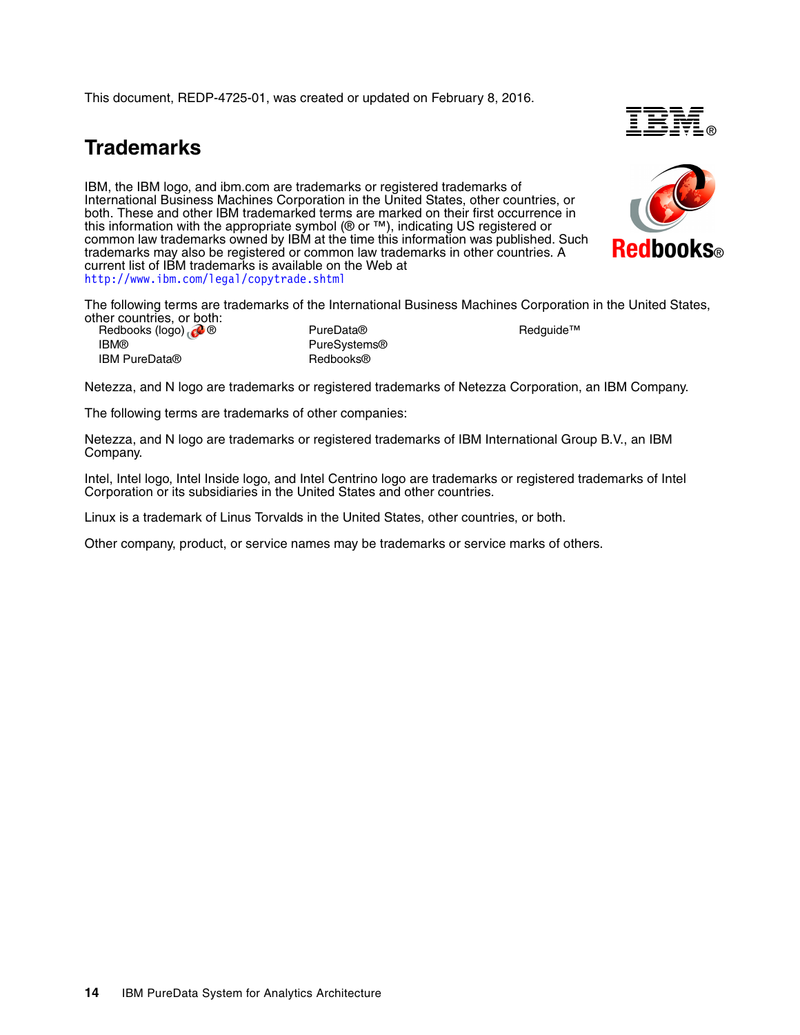This document, REDP-4725-01, was created or updated on February 8, 2016.

# Trademarks

IBM, the IBM logo, and ibm.com are trademarks or registered trademarks of International Business Machines Corporation in the United States, other countries, or both. These and other IBM trademarked terms are marked on their first occurrence in this information with the appropriate symbol (® or ™), indicating US registered or common law trademarks owned by IBM at the time this information was published. Such trademarks may also be registered or common law trademarks in other countries. A current list of IBM trademarks is available on the Web at http://www.ibm.com/legal/copytrade.shtml

The following terms are trademarks of the International Business Machines Corporation in the United States, other countries, or both:

Redbooks (logo) ®
IBM®
IBM PureData®
PureData®
PureSystems®
Redbooks®
Redguide™

Netezza, and N logo are trademarks or registered trademarks of Netezza Corporation, an IBM Company.

The following terms are trademarks of other companies:

Netezza, and N logo are trademarks or registered trademarks of IBM International Group B.V., an IBM Company.

Intel, Intel logo, Intel Inside logo, and Intel Centrino logo are trademarks or registered trademarks of Intel Corporation or its subsidiaries in the United States and other countries.

Linux is a trademark of Linus Torvalds in the United States, other countries, or both.

Other company, product, or service names may be trademarks or service marks of others.